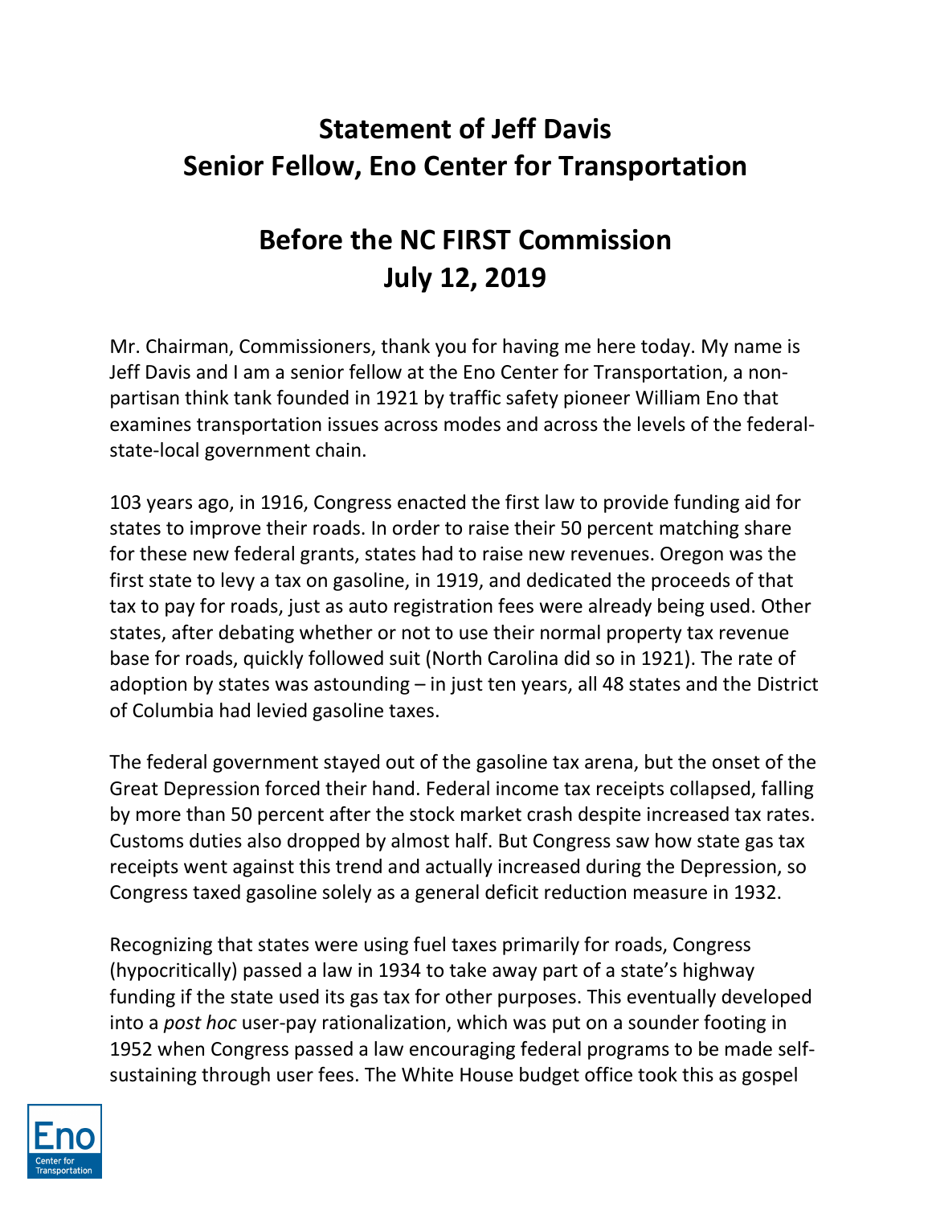# Statement of Jeff Davis
# Senior Fellow, Eno Center for Transportation

## Before the NC FIRST Commission
## July 12, 2019

Mr. Chairman, Commissioners, thank you for having me here today. My name is Jeff Davis and I am a senior fellow at the Eno Center for Transportation, a non-partisan think tank founded in 1921 by traffic safety pioneer William Eno that examines transportation issues across modes and across the levels of the federal-state-local government chain.

103 years ago, in 1916, Congress enacted the first law to provide funding aid for states to improve their roads. In order to raise their 50 percent matching share for these new federal grants, states had to raise new revenues. Oregon was the first state to levy a tax on gasoline, in 1919, and dedicated the proceeds of that tax to pay for roads, just as auto registration fees were already being used. Other states, after debating whether or not to use their normal property tax revenue base for roads, quickly followed suit (North Carolina did so in 1921). The rate of adoption by states was astounding – in just ten years, all 48 states and the District of Columbia had levied gasoline taxes.

The federal government stayed out of the gasoline tax arena, but the onset of the Great Depression forced their hand. Federal income tax receipts collapsed, falling by more than 50 percent after the stock market crash despite increased tax rates. Customs duties also dropped by almost half. But Congress saw how state gas tax receipts went against this trend and actually increased during the Depression, so Congress taxed gasoline solely as a general deficit reduction measure in 1932.

Recognizing that states were using fuel taxes primarily for roads, Congress (hypocritically) passed a law in 1934 to take away part of a state's highway funding if the state used its gas tax for other purposes. This eventually developed into a *post hoc* user-pay rationalization, which was put on a sounder footing in 1952 when Congress passed a law encouraging federal programs to be made self-sustaining through user fees. The White House budget office took this as gospel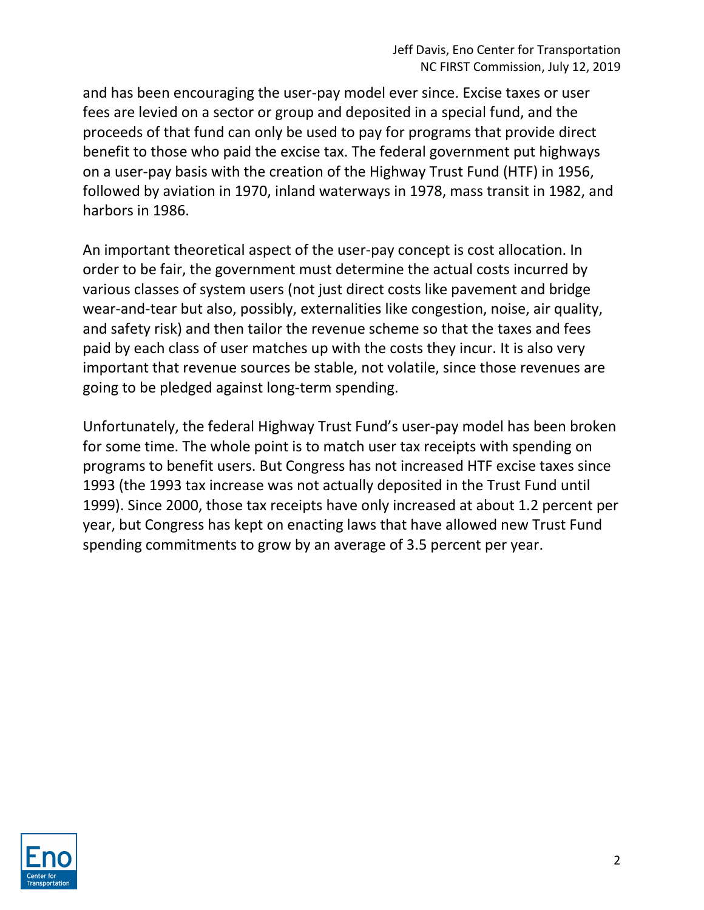and has been encouraging the user-pay model ever since. Excise taxes or user fees are levied on a sector or group and deposited in a special fund, and the proceeds of that fund can only be used to pay for programs that provide direct benefit to those who paid the excise tax. The federal government put highways on a user-pay basis with the creation of the Highway Trust Fund (HTF) in 1956, followed by aviation in 1970, inland waterways in 1978, mass transit in 1982, and harbors in 1986.

An important theoretical aspect of the user-pay concept is cost allocation. In order to be fair, the government must determine the actual costs incurred by various classes of system users (not just direct costs like pavement and bridge wear-and-tear but also, possibly, externalities like congestion, noise, air quality, and safety risk) and then tailor the revenue scheme so that the taxes and fees paid by each class of user matches up with the costs they incur. It is also very important that revenue sources be stable, not volatile, since those revenues are going to be pledged against long-term spending.

Unfortunately, the federal Highway Trust Fund's user-pay model has been broken for some time. The whole point is to match user tax receipts with spending on programs to benefit users. But Congress has not increased HTF excise taxes since 1993 (the 1993 tax increase was not actually deposited in the Trust Fund until 1999). Since 2000, those tax receipts have only increased at about 1.2 percent per year, but Congress has kept on enacting laws that have allowed new Trust Fund spending commitments to grow by an average of 3.5 percent per year.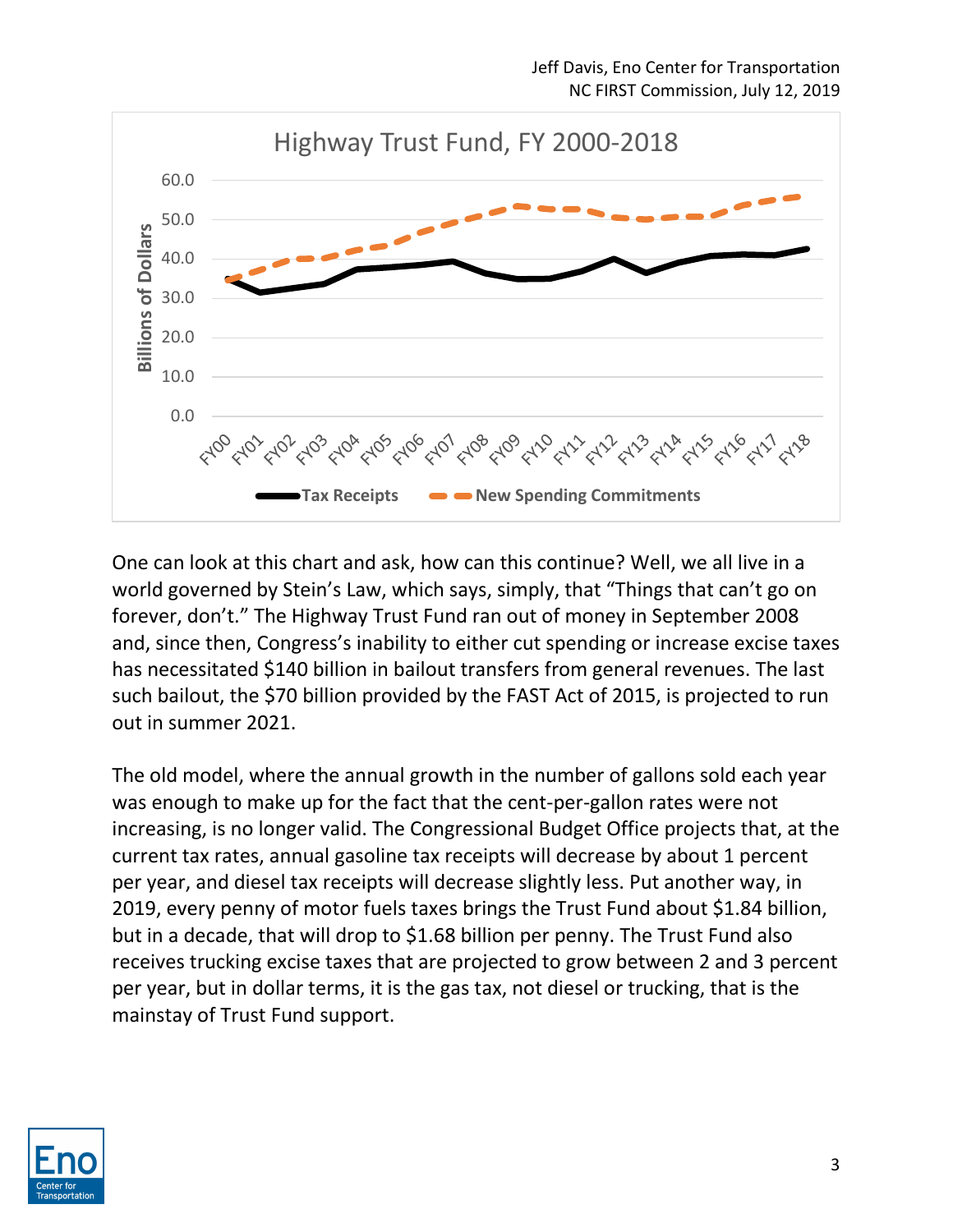Highway Trust Fund, FY 2000-2018

Billions of Dollars

60.0
50.0
40.0
30.0
20.0
10.0
0.0

FY00 FY01 FY02 FY03 FY04 FY05 FY06 FY07 FY08 FY09 FY10 FY11 FY12 FY13 FY14 FY15 FY16 FY17 FY18

Tax Receipts
New Spending Commitments

One can look at this chart and ask, how can this continue? Well, we all live in a world governed by Stein's Law, which says, simply, that "Things that can't go on forever, don't." The Highway Trust Fund ran out of money in September 2008 and, since then, Congress's inability to either cut spending or increase excise taxes has necessitated $140 billion in bailout transfers from general revenues. The last such bailout, the $70 billion provided by the FAST Act of 2015, is projected to run out in summer 2021.

The old model, where the annual growth in the number of gallons sold each year was enough to make up for the fact that the cent-per-gallon rates were not increasing, is no longer valid. The Congressional Budget Office projects that, at the current tax rates, annual gasoline tax receipts will decrease by about 1 percent per year, and diesel tax receipts will decrease slightly less. Put another way, in 2019, every penny of motor fuels taxes brings the Trust Fund about $1.84 billion, but in a decade, that will drop to $1.68 billion per penny. The Trust Fund also receives trucking excise taxes that are projected to grow between 2 and 3 percent per year, but in dollar terms, it is the gas tax, not diesel or trucking, that is the mainstay of Trust Fund support.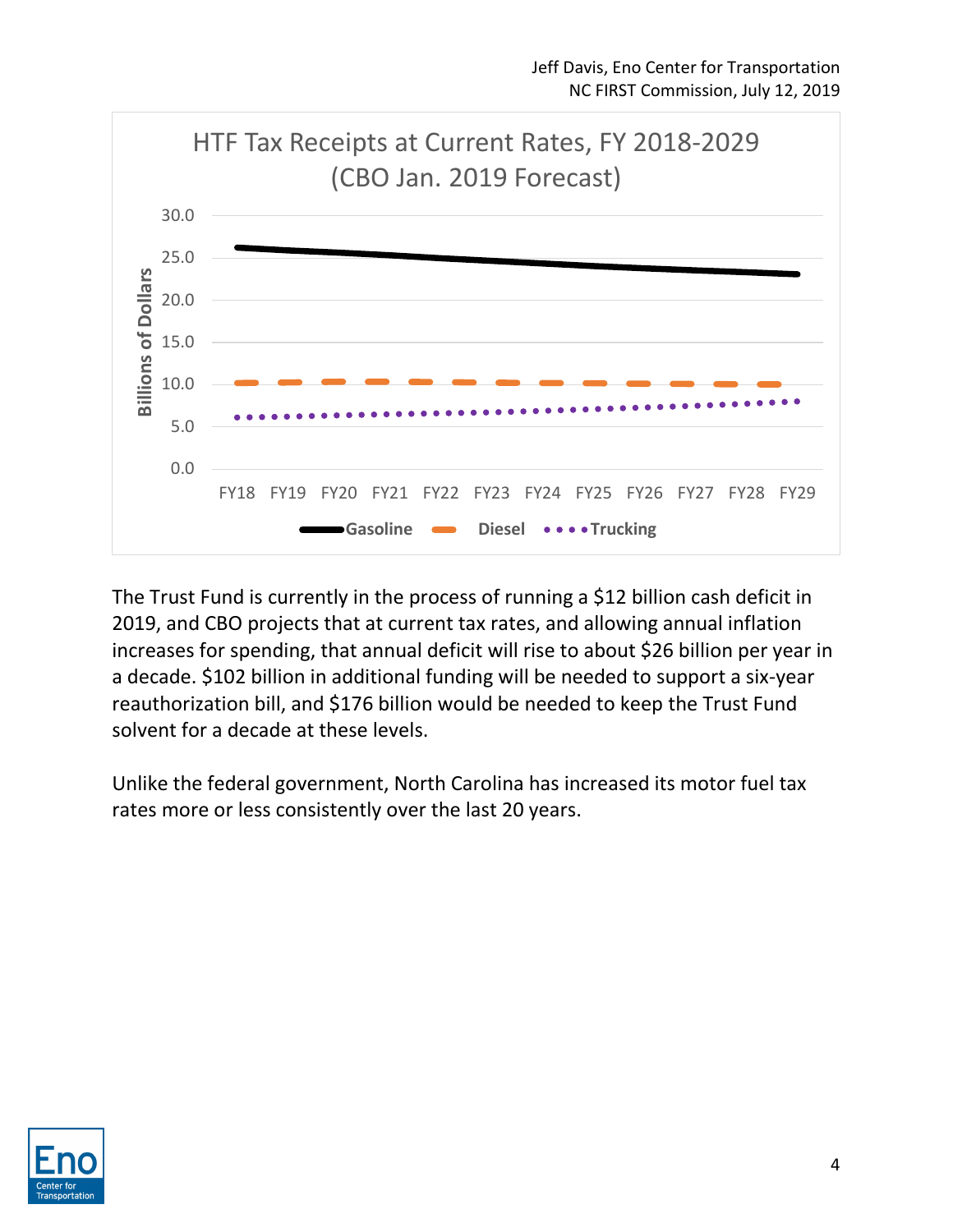HTF Tax Receipts at Current Rates, FY 2018-2029
(CBO Jan. 2019 Forecast)

Billions of Dollars

30.0
25.0
20.0
15.0
10.0
5.0
0.0

FY18 FY19 FY20 FY21 FY22 FY23 FY24 FY25 FY26 FY27 FY28 FY29

Gasoline Diesel Trucking

The Trust Fund is currently in the process of running a $12 billion cash deficit in 2019, and CBO projects that at current tax rates, and allowing annual inflation increases for spending, that annual deficit will rise to about $26 billion per year in a decade. $102 billion in additional funding will be needed to support a six-year reauthorization bill, and $176 billion would be needed to keep the Trust Fund solvent for a decade at these levels.

Unlike the federal government, North Carolina has increased its motor fuel tax rates more or less consistently over the last 20 years.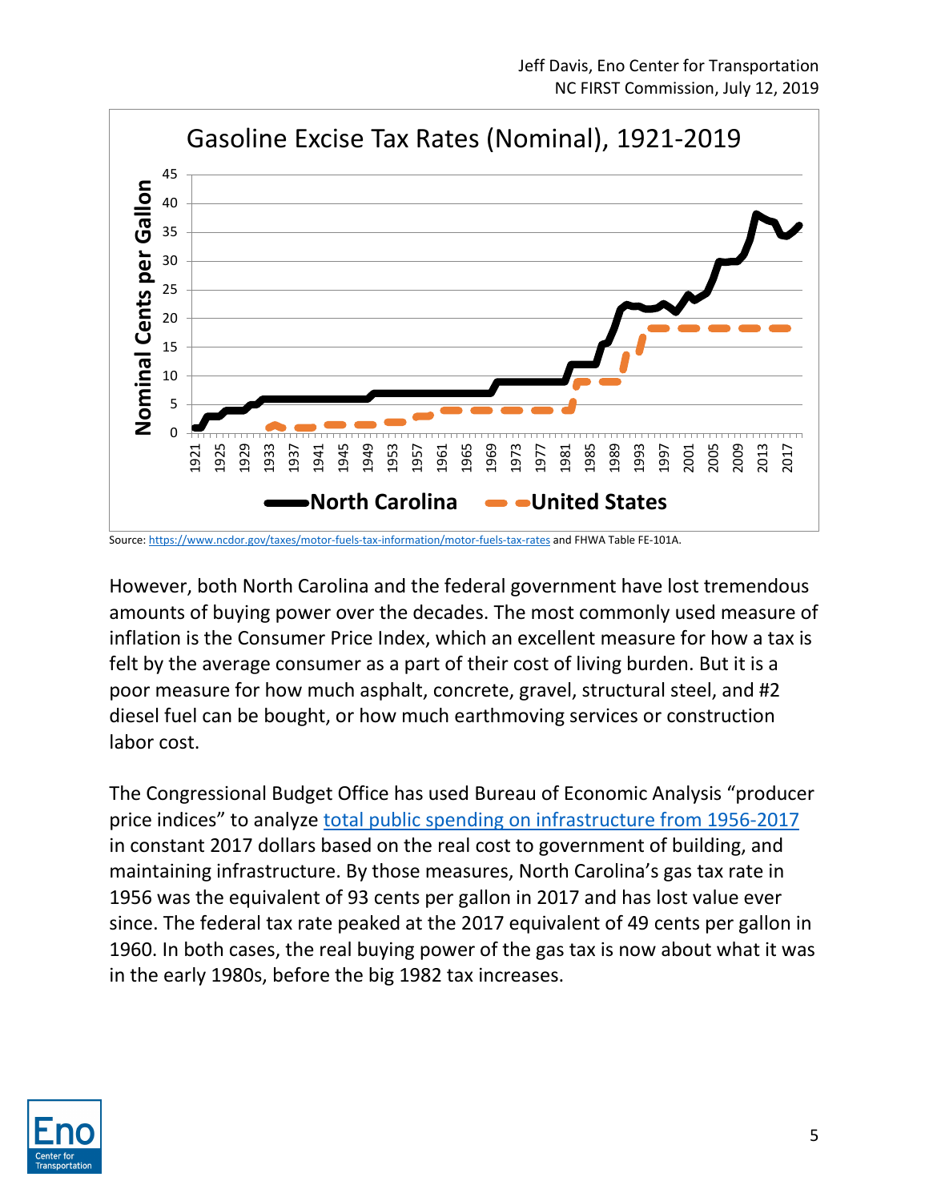Gasoline Excise Tax Rates (Nominal), 1921-2019

Nominal Cents per Gallon

45
40
35
30
25
20
15
10
5
0

1921 1925 1929 1933 1937 1941 1945 1949 1953 1957 1961 1965 1969 1973 1977 1981 1985 1989 1993 1997 2001 2005 2009 2013 2017

North Carolina
United States

Source: https://www.ncdor.gov/taxes/motor-fuels-tax-information/motor-fuels-tax-rates and FHWA Table FE-101A.

However, both North Carolina and the federal government have lost tremendous amounts of buying power over the decades. The most commonly used measure of inflation is the Consumer Price Index, which an excellent measure for how a tax is felt by the average consumer as a part of their cost of living burden. But it is a poor measure for how much asphalt, concrete, gravel, structural steel, and #2 diesel fuel can be bought, or how much earthmoving services or construction labor cost.

The Congressional Budget Office has used Bureau of Economic Analysis "producer price indices" to analyze [total public spending on infrastructure from 1956-2017](#) in constant 2017 dollars based on the real cost to government of building, and maintaining infrastructure. By those measures, North Carolina's gas tax rate in 1956 was the equivalent of 93 cents per gallon in 2017 and has lost value ever since. The federal tax rate peaked at the 2017 equivalent of 49 cents per gallon in 1960. In both cases, the real buying power of the gas tax is now about what it was in the early 1980s, before the big 1982 tax increases.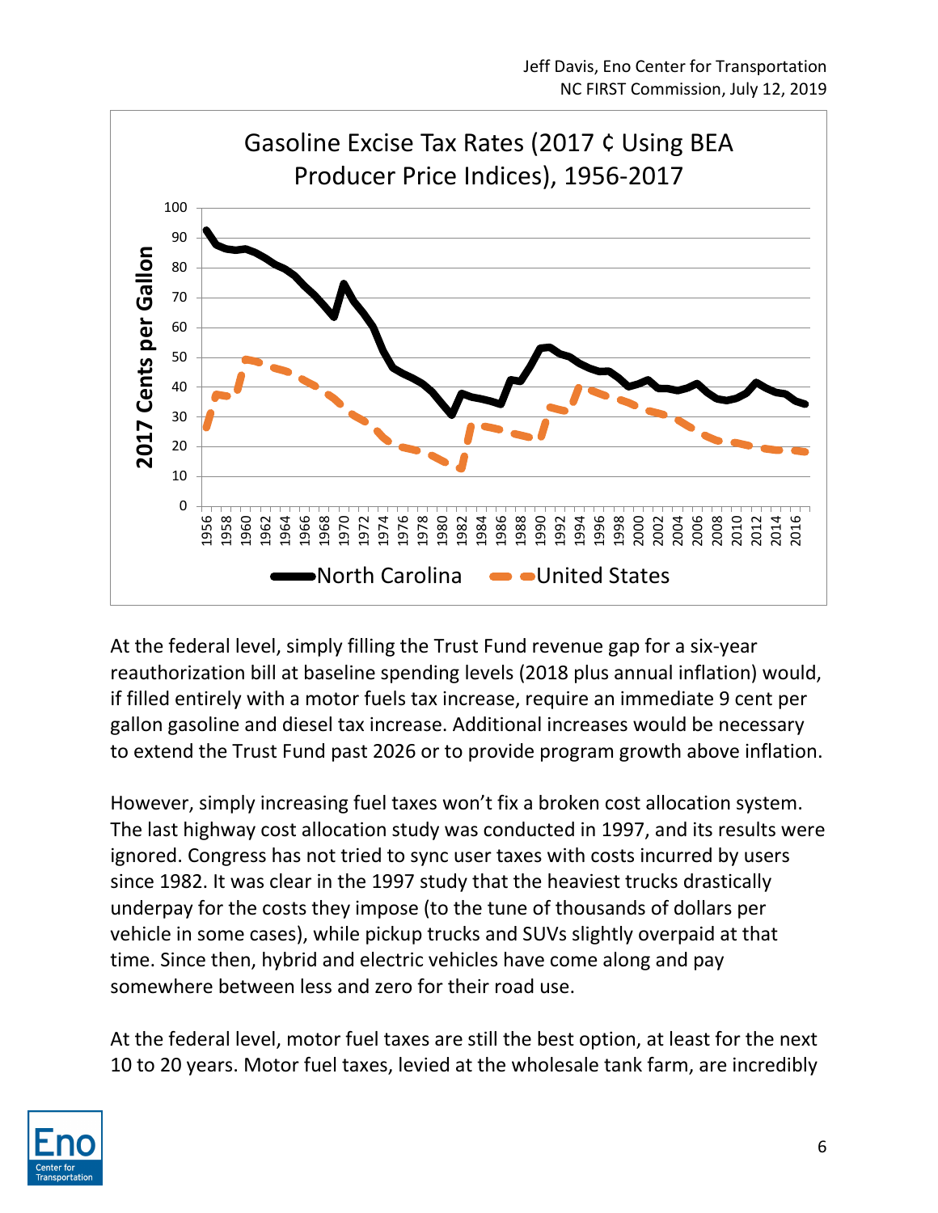Gasoline Excise Tax Rates (2017 ¢ Using BEA Producer Price Indices), 1956-2017

2017 Cents per Gallon

100
90
80
70
60
50
40
30
20
10
0

1956 1958 1960 1962 1964 1966 1968 1970 1972 1974 1976 1978 1980 1982 1984 1986 1988 1990 1992 1994 1996 1998 2000 2002 2004 2006 2008 2010 2012 2014 2016

North Carolina   United States

At the federal level, simply filling the Trust Fund revenue gap for a six-year reauthorization bill at baseline spending levels (2018 plus annual inflation) would, if filled entirely with a motor fuels tax increase, require an immediate 9 cent per gallon gasoline and diesel tax increase. Additional increases would be necessary to extend the Trust Fund past 2026 or to provide program growth above inflation.

However, simply increasing fuel taxes won't fix a broken cost allocation system. The last highway cost allocation study was conducted in 1997, and its results were ignored. Congress has not tried to sync user taxes with costs incurred by users since 1982. It was clear in the 1997 study that the heaviest trucks drastically underpay for the costs they impose (to the tune of thousands of dollars per vehicle in some cases), while pickup trucks and SUVs slightly overpaid at that time. Since then, hybrid and electric vehicles have come along and pay somewhere between less and zero for their road use.

At the federal level, motor fuel taxes are still the best option, at least for the next 10 to 20 years. Motor fuel taxes, levied at the wholesale tank farm, are incredibly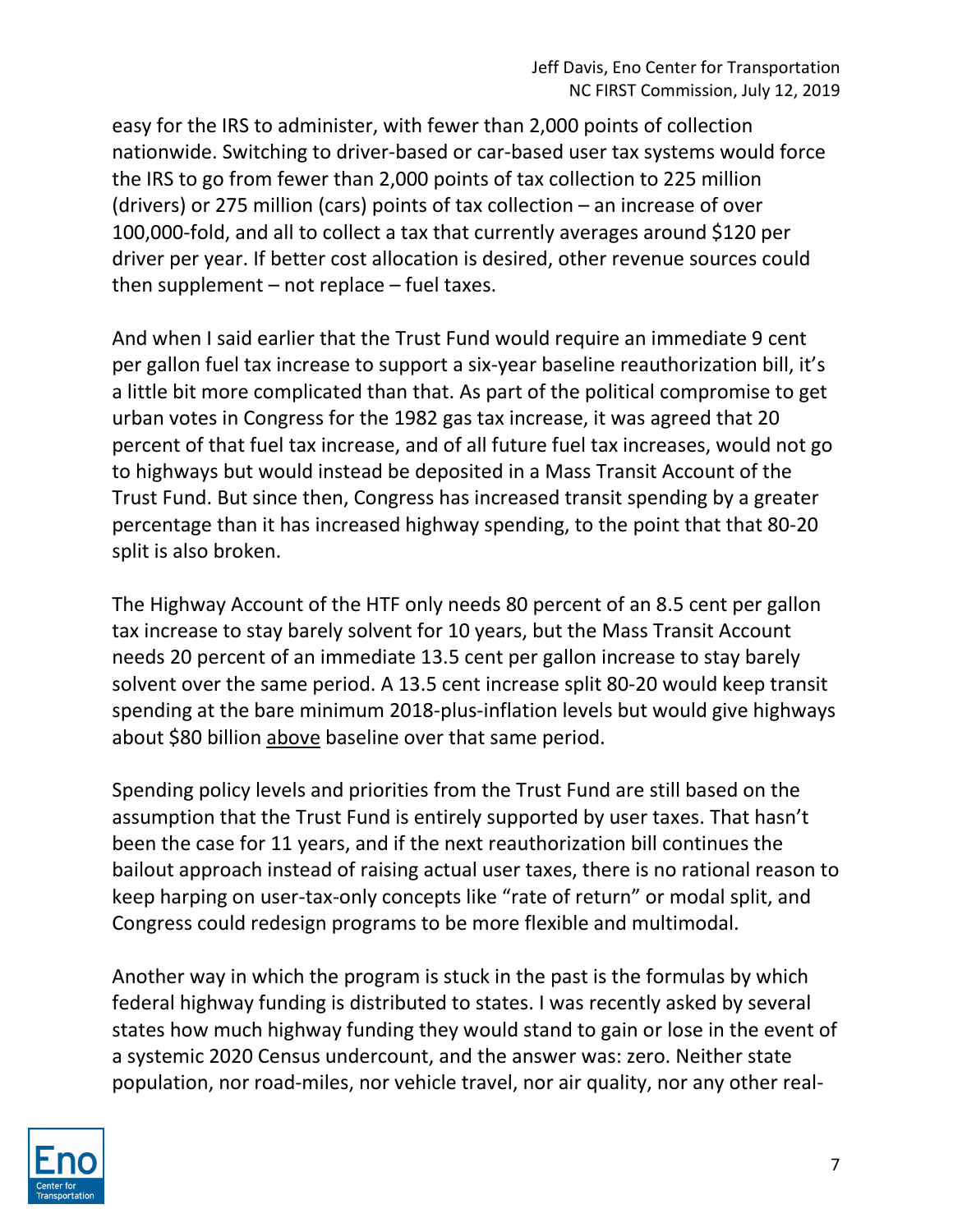easy for the IRS to administer, with fewer than 2,000 points of collection nationwide. Switching to driver-based or car-based user tax systems would force the IRS to go from fewer than 2,000 points of tax collection to 225 million (drivers) or 275 million (cars) points of tax collection – an increase of over 100,000-fold, and all to collect a tax that currently averages around $120 per driver per year. If better cost allocation is desired, other revenue sources could then supplement – not replace – fuel taxes.

And when I said earlier that the Trust Fund would require an immediate 9 cent per gallon fuel tax increase to support a six-year baseline reauthorization bill, it's a little bit more complicated than that. As part of the political compromise to get urban votes in Congress for the 1982 gas tax increase, it was agreed that 20 percent of that fuel tax increase, and of all future fuel tax increases, would not go to highways but would instead be deposited in a Mass Transit Account of the Trust Fund. But since then, Congress has increased transit spending by a greater percentage than it has increased highway spending, to the point that that 80-20 split is also broken.

The Highway Account of the HTF only needs 80 percent of an 8.5 cent per gallon tax increase to stay barely solvent for 10 years, but the Mass Transit Account needs 20 percent of an immediate 13.5 cent per gallon increase to stay barely solvent over the same period. A 13.5 cent increase split 80-20 would keep transit spending at the bare minimum 2018-plus-inflation levels but would give highways about $80 billion <u>above</u> baseline over that same period.

Spending policy levels and priorities from the Trust Fund are still based on the assumption that the Trust Fund is entirely supported by user taxes. That hasn't been the case for 11 years, and if the next reauthorization bill continues the bailout approach instead of raising actual user taxes, there is no rational reason to keep harping on user-tax-only concepts like "rate of return" or modal split, and Congress could redesign programs to be more flexible and multimodal.

Another way in which the program is stuck in the past is the formulas by which federal highway funding is distributed to states. I was recently asked by several states how much highway funding they would stand to gain or lose in the event of a systemic 2020 Census undercount, and the answer was: zero. Neither state population, nor road-miles, nor vehicle travel, nor air quality, nor any other real-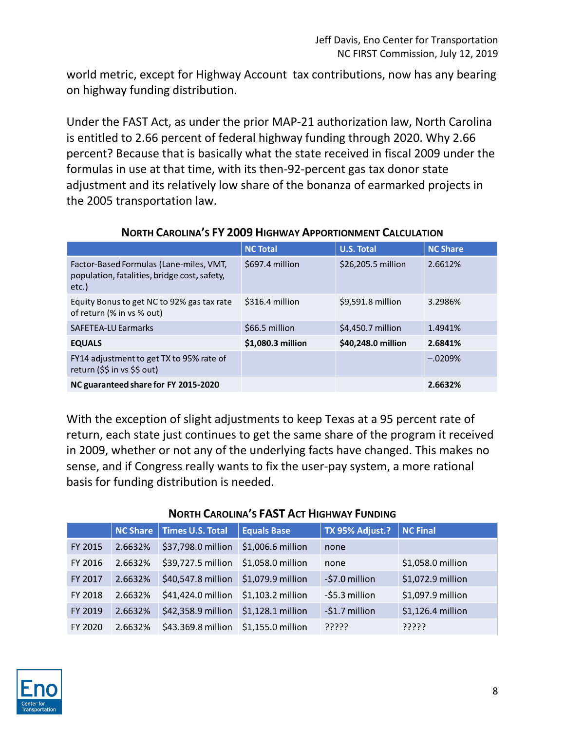world metric, except for Highway Account tax contributions, now has any bearing on highway funding distribution.

Under the FAST Act, as under the prior MAP-21 authorization law, North Carolina is entitled to 2.66 percent of federal highway funding through 2020. Why 2.66 percent? Because that is basically what the state received in fiscal 2009 under the formulas in use at that time, with its then-92-percent gas tax donor state adjustment and its relatively low share of the bonanza of earmarked projects in the 2005 transportation law.

**North Carolina's FY 2009 Highway Apportionment Calculation**

| | NC Total | U.S. Total | NC Share |
|---|---|---|---|
| Factor-Based Formulas (Lane-miles, VMT, population, fatalities, bridge cost, safety, etc.) | $697.4 million | $26,205.5 million | 2.6612% |
| Equity Bonus to get NC to 92% gas tax rate of return (% in vs % out) | $316.4 million | $9,591.8 million | 3.2986% |
| SAFETEA-LU Earmarks | $66.5 million | $4,450.7 million | 1.4941% |
| **EQUALS** | **$1,080.3 million** | **$40,248.0 million** | **2.6841%** |
| FY14 adjustment to get TX to 95% rate of return ($$ in vs $$ out) | | | –.0209% |
| **NC guaranteed share for FY 2015-2020** | | | **2.6632%** |

With the exception of slight adjustments to keep Texas at a 95 percent rate of return, each state just continues to get the same share of the program it received in 2009, whether or not any of the underlying facts have changed. This makes no sense, and if Congress really wants to fix the user-pay system, a more rational basis for funding distribution is needed.

**North Carolina's FAST Act Highway Funding**

| | NC Share | Times U.S. Total | Equals Base | TX 95% Adjust.? | NC Final |
|---|---|---|---|---|---|
| FY 2015 | 2.6632% | $37,798.0 million | $1,006.6 million | none | |
| FY 2016 | 2.6632% | $39,727.5 million | $1,058.0 million | none | $1,058.0 million |
| FY 2017 | 2.6632% | $40,547.8 million | $1,079.9 million | -$7.0 million | $1,072.9 million |
| FY 2018 | 2.6632% | $41,424.0 million | $1,103.2 million | -$5.3 million | $1,097.9 million |
| FY 2019 | 2.6632% | $42,358.9 million | $1,128.1 million | -$1.7 million | $1,126.4 million |
| FY 2020 | 2.6632% | $43.369.8 million | $1,155.0 million | ????? | ????? |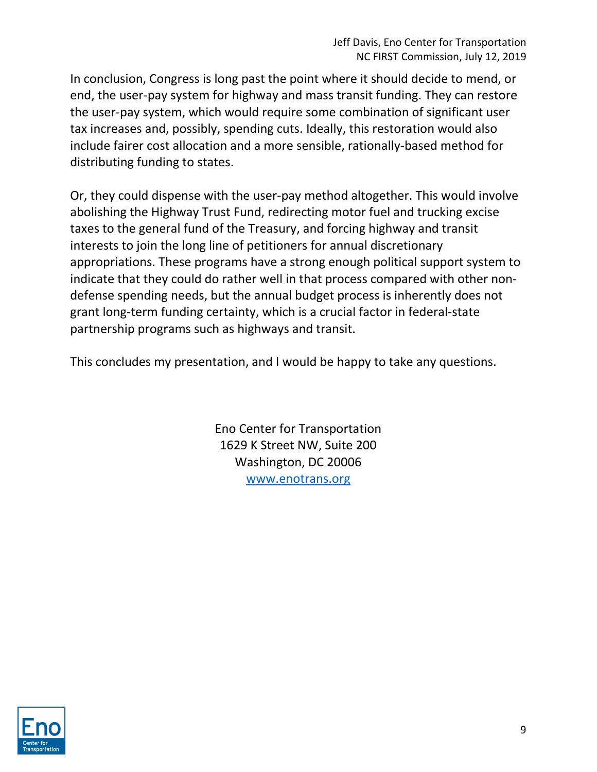In conclusion, Congress is long past the point where it should decide to mend, or end, the user-pay system for highway and mass transit funding. They can restore the user-pay system, which would require some combination of significant user tax increases and, possibly, spending cuts. Ideally, this restoration would also include fairer cost allocation and a more sensible, rationally-based method for distributing funding to states.

Or, they could dispense with the user-pay method altogether. This would involve abolishing the Highway Trust Fund, redirecting motor fuel and trucking excise taxes to the general fund of the Treasury, and forcing highway and transit interests to join the long line of petitioners for annual discretionary appropriations. These programs have a strong enough political support system to indicate that they could do rather well in that process compared with other non-defense spending needs, but the annual budget process is inherently does not grant long-term funding certainty, which is a crucial factor in federal-state partnership programs such as highways and transit.

This concludes my presentation, and I would be happy to take any questions.

Eno Center for Transportation
1629 K Street NW, Suite 200
Washington, DC 20006
www.enotrans.org